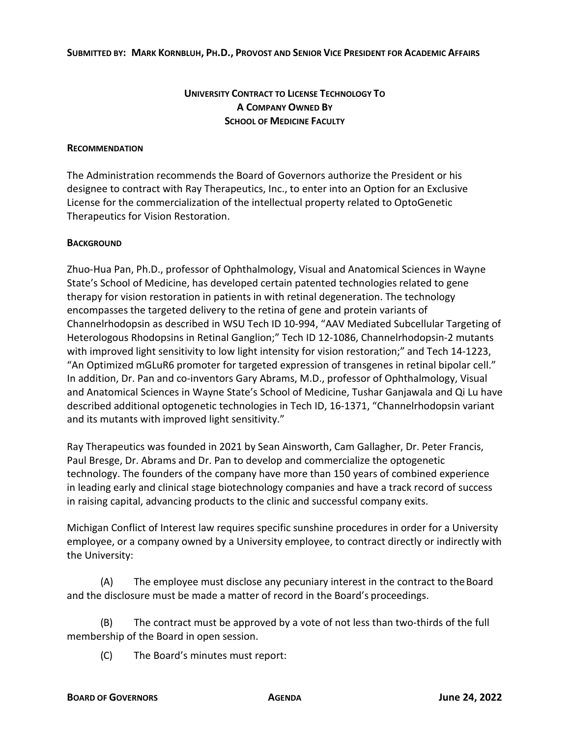**Submitted by: Mark Kornbluh, Ph.D., Provost and Senior Vice President for Academic Affairs**

## University Contract to License Technology To A Company Owned By School of Medicine Faculty

### Recommendation

The Administration recommends the Board of Governors authorize the President or his designee to contract with Ray Therapeutics, Inc., to enter into an Option for an Exclusive License for the commercialization of the intellectual property related to OptoGenetic Therapeutics for Vision Restoration.

### Background

Zhuo-Hua Pan, Ph.D., professor of Ophthalmology, Visual and Anatomical Sciences in Wayne State's School of Medicine, has developed certain patented technologies related to gene therapy for vision restoration in patients in with retinal degeneration. The technology encompasses the targeted delivery to the retina of gene and protein variants of Channelrhodopsin as described in WSU Tech ID 10-994, "AAV Mediated Subcellular Targeting of Heterologous Rhodopsins in Retinal Ganglion;" Tech ID 12-1086, Channelrhodopsin-2 mutants with improved light sensitivity to low light intensity for vision restoration;" and Tech 14-1223, "An Optimized mGLuR6 promoter for targeted expression of transgenes in retinal bipolar cell." In addition, Dr. Pan and co-inventors Gary Abrams, M.D., professor of Ophthalmology, Visual and Anatomical Sciences in Wayne State's School of Medicine, Tushar Ganjawala and Qi Lu have described additional optogenetic technologies in Tech ID, 16-1371, "Channelrhodopsin variant and its mutants with improved light sensitivity."

Ray Therapeutics was founded in 2021 by Sean Ainsworth, Cam Gallagher, Dr. Peter Francis, Paul Bresge, Dr. Abrams and Dr. Pan to develop and commercialize the optogenetic technology. The founders of the company have more than 150 years of combined experience in leading early and clinical stage biotechnology companies and have a track record of success in raising capital, advancing products to the clinic and successful company exits.

Michigan Conflict of Interest law requires specific sunshine procedures in order for a University employee, or a company owned by a University employee, to contract directly or indirectly with the University:

(A) The employee must disclose any pecuniary interest in the contract to the Board and the disclosure must be made a matter of record in the Board's proceedings.

(B) The contract must be approved by a vote of not less than two-thirds of the full membership of the Board in open session.

(C) The Board's minutes must report: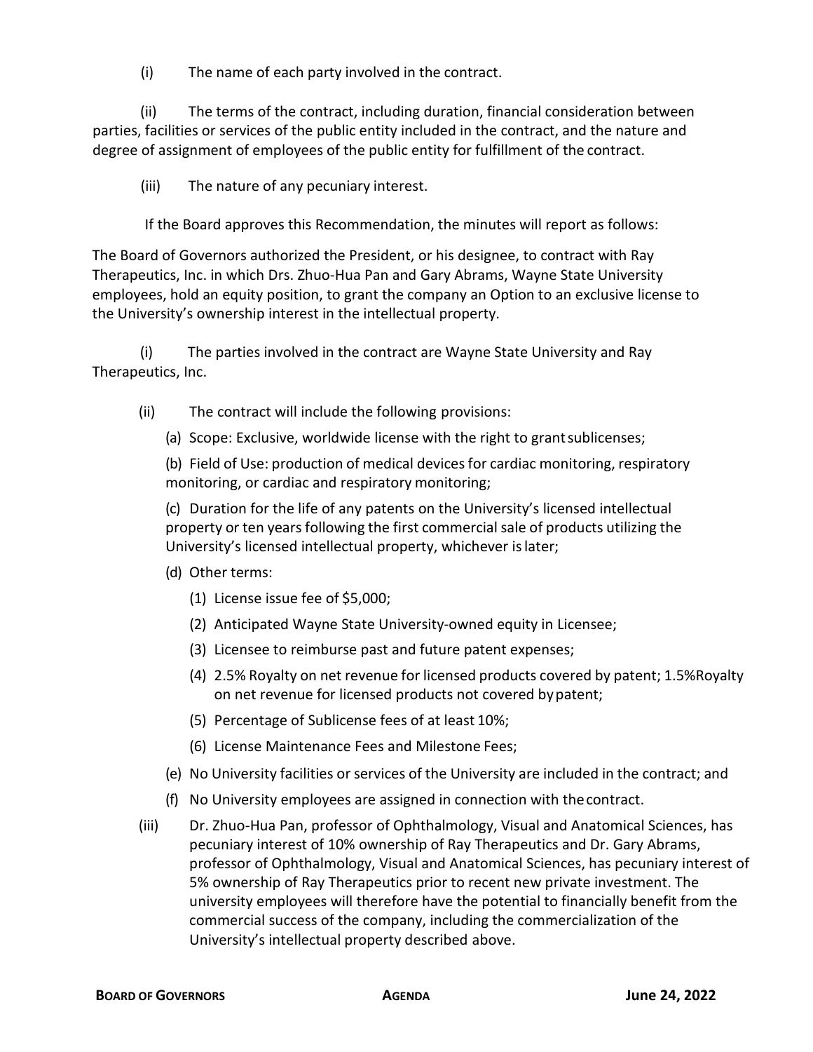(i) The name of each party involved in the contract.

(ii) The terms of the contract, including duration, financial consideration between parties, facilities or services of the public entity included in the contract, and the nature and degree of assignment of employees of the public entity for fulfillment of the contract.

(iii) The nature of any pecuniary interest.

If the Board approves this Recommendation, the minutes will report as follows:

The Board of Governors authorized the President, or his designee, to contract with Ray Therapeutics, Inc. in which Drs. Zhuo-Hua Pan and Gary Abrams, Wayne State University employees, hold an equity position, to grant the company an Option to an exclusive license to the University's ownership interest in the intellectual property.

(i) The parties involved in the contract are Wayne State University and Ray Therapeutics, Inc.

(ii) The contract will include the following provisions:

   (a) Scope: Exclusive, worldwide license with the right to grant sublicenses;

   (b) Field of Use: production of medical devices for cardiac monitoring, respiratory monitoring, or cardiac and respiratory monitoring;

   (c) Duration for the life of any patents on the University's licensed intellectual property or ten years following the first commercial sale of products utilizing the University's licensed intellectual property, whichever is later;

   (d) Other terms:

      (1) License issue fee of $5,000;

      (2) Anticipated Wayne State University-owned equity in Licensee;

      (3) Licensee to reimburse past and future patent expenses;

      (4) 2.5% Royalty on net revenue for licensed products covered by patent; 1.5% Royalty on net revenue for licensed products not covered by patent;

      (5) Percentage of Sublicense fees of at least 10%;

      (6) License Maintenance Fees and Milestone Fees;

   (e) No University facilities or services of the University are included in the contract; and

   (f) No University employees are assigned in connection with the contract.

(iii) Dr. Zhuo-Hua Pan, professor of Ophthalmology, Visual and Anatomical Sciences, has pecuniary interest of 10% ownership of Ray Therapeutics and Dr. Gary Abrams, professor of Ophthalmology, Visual and Anatomical Sciences, has pecuniary interest of 5% ownership of Ray Therapeutics prior to recent new private investment. The university employees will therefore have the potential to financially benefit from the commercial success of the company, including the commercialization of the University's intellectual property described above.